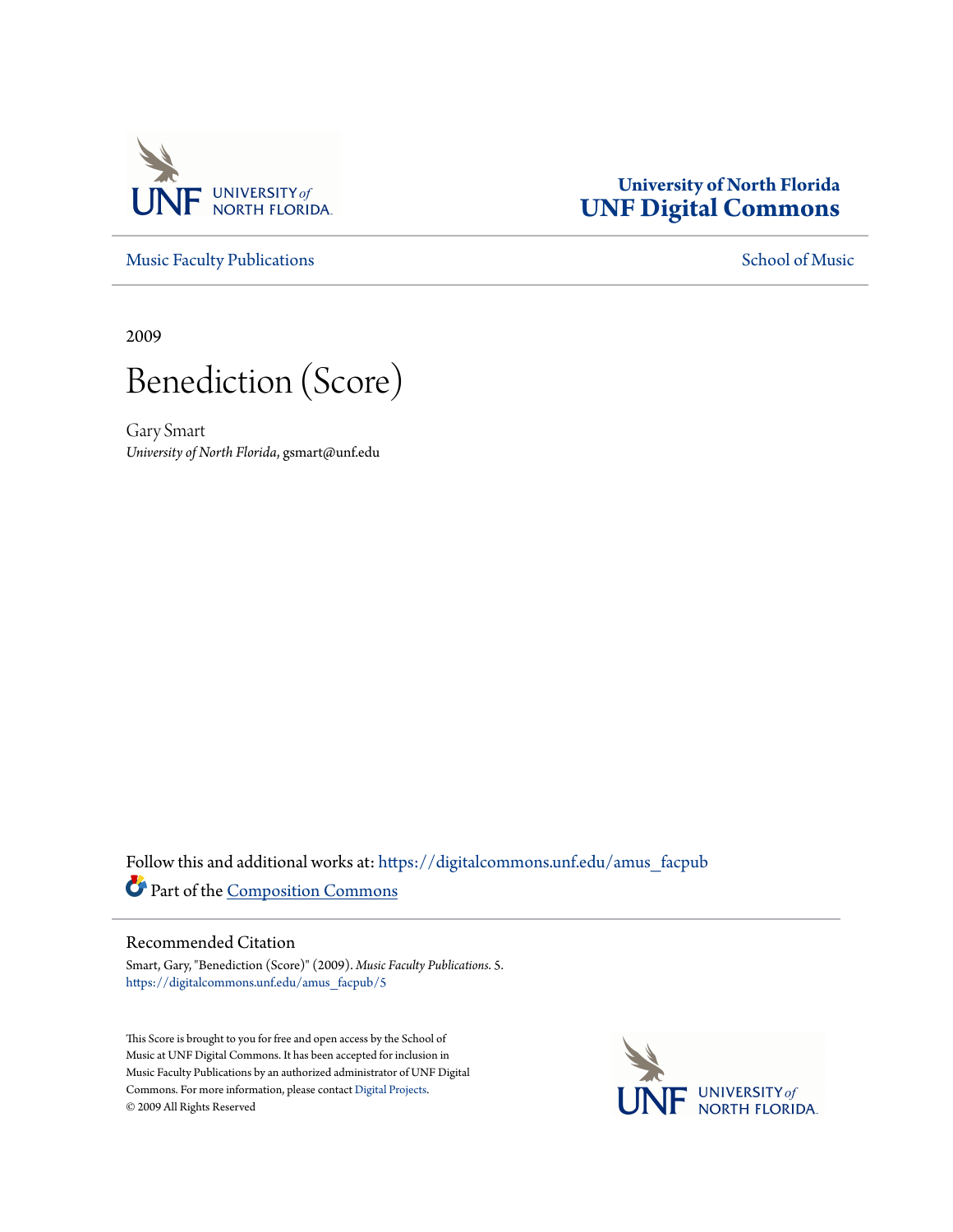University of North Florida
**UNF Digital Commons**

Music Faculty Publications | School of Music

2009

# Benediction (Score)

Gary Smart
*University of North Florida*, gsmart@unf.edu

Follow this and additional works at: https://digitalcommons.unf.edu/amus_facpub

Part of the Composition Commons

## Recommended Citation

Smart, Gary, "Benediction (Score)" (2009). *Music Faculty Publications*. 5.
https://digitalcommons.unf.edu/amus_facpub/5

This Score is brought to you for free and open access by the School of Music at UNF Digital Commons. It has been accepted for inclusion in Music Faculty Publications by an authorized administrator of UNF Digital Commons. For more information, please contact Digital Projects.
© 2009 All Rights Reserved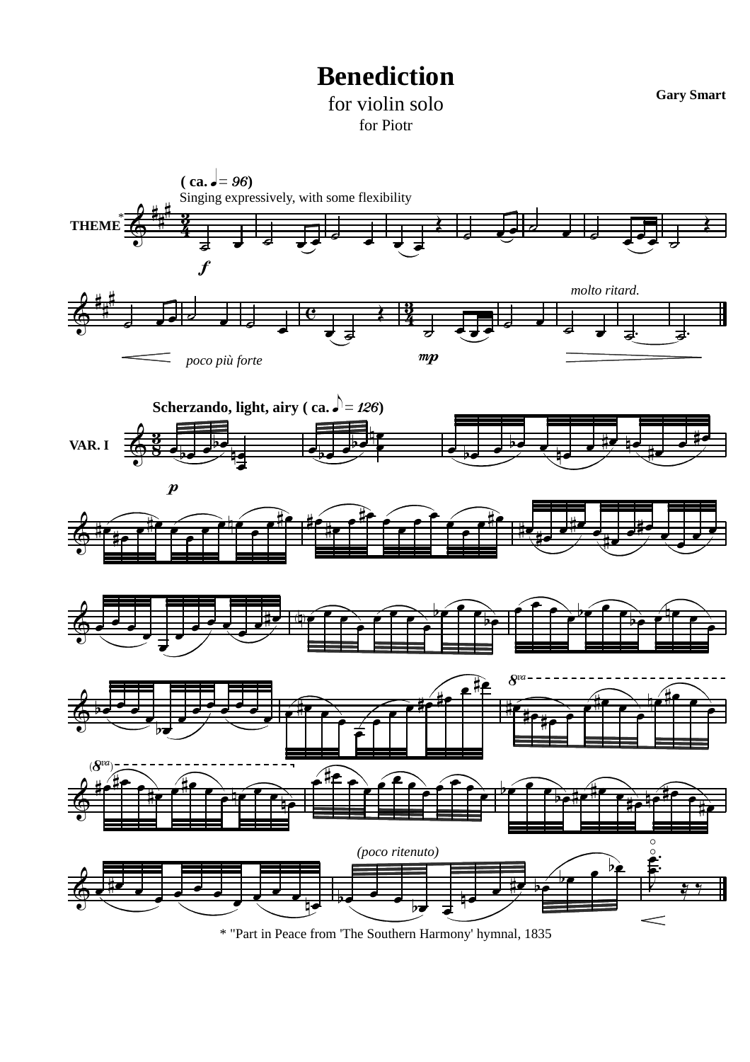# Benediction

for violin solo

for Piotr

**Gary Smart**

**( ca. ♩ = 96)**
Singing expressively, with some flexibility

THEME*

*f*

*poco più forte*

*mp*

*molto ritard.*

**Scherzando, light, airy ( ca. ♪ = 126)**

VAR. I

*p*

8va

(8va)

*(poco ritenuto)*

\* "Part in Peace from 'The Southern Harmony' hymnal, 1835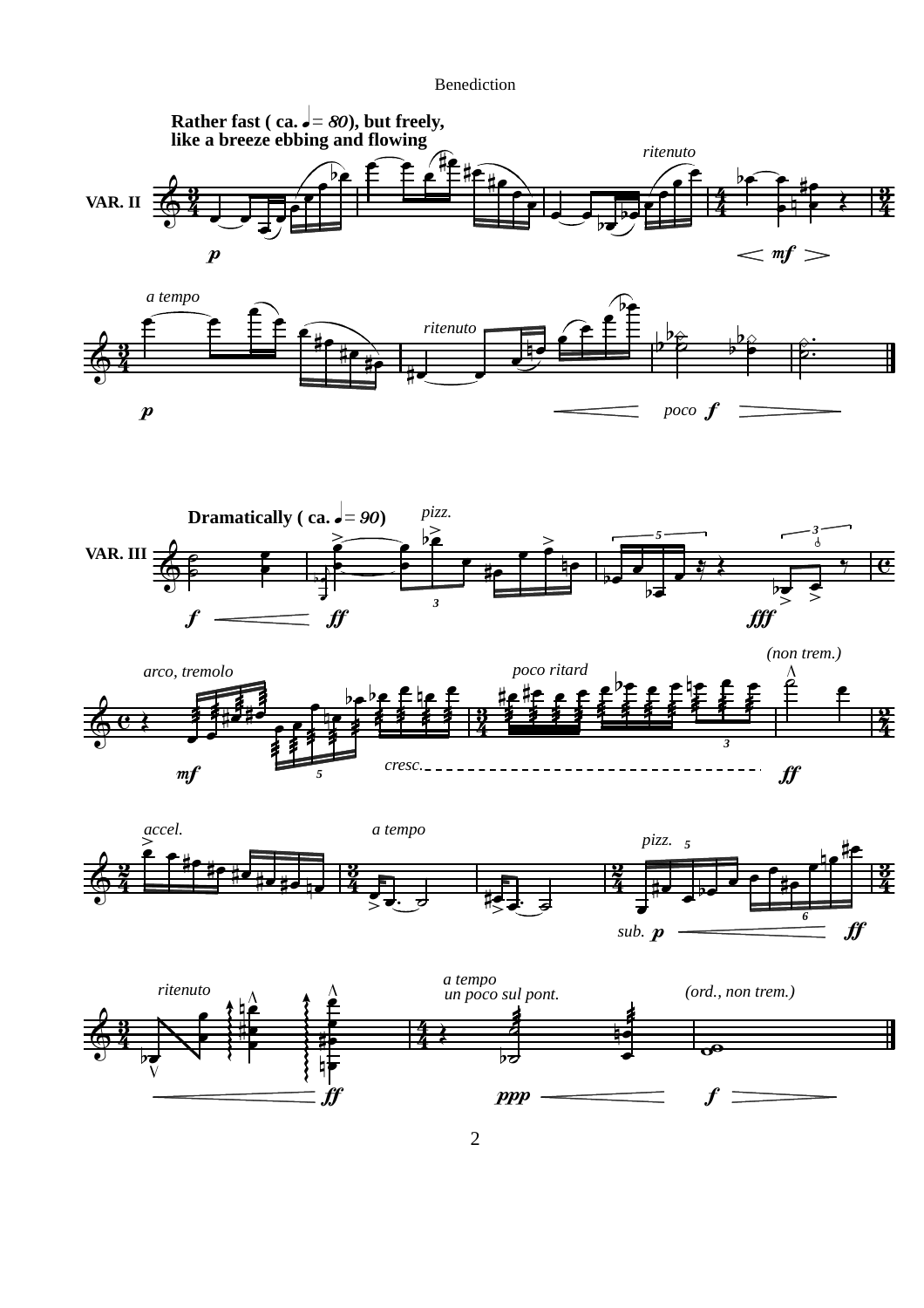Rather fast ( ca. ♩= 80), but freely, like a breeze ebbing and flowing

VAR. II

ritenuto

*p* *mf*

a tempo

ritenuto

*p* poco *f*

Dramatically ( ca. ♩= 90)

pizz.

VAR. III

*f* *ff* *fff*

(non trem.)

arco, tremolo

poco ritard

*mf* cresc. *ff*

accel.

a tempo

pizz.

sub. *p* *ff*

ritenuto

a tempo
un poco sul pont.

(ord., non trem.)

*ff* *ppp* *f*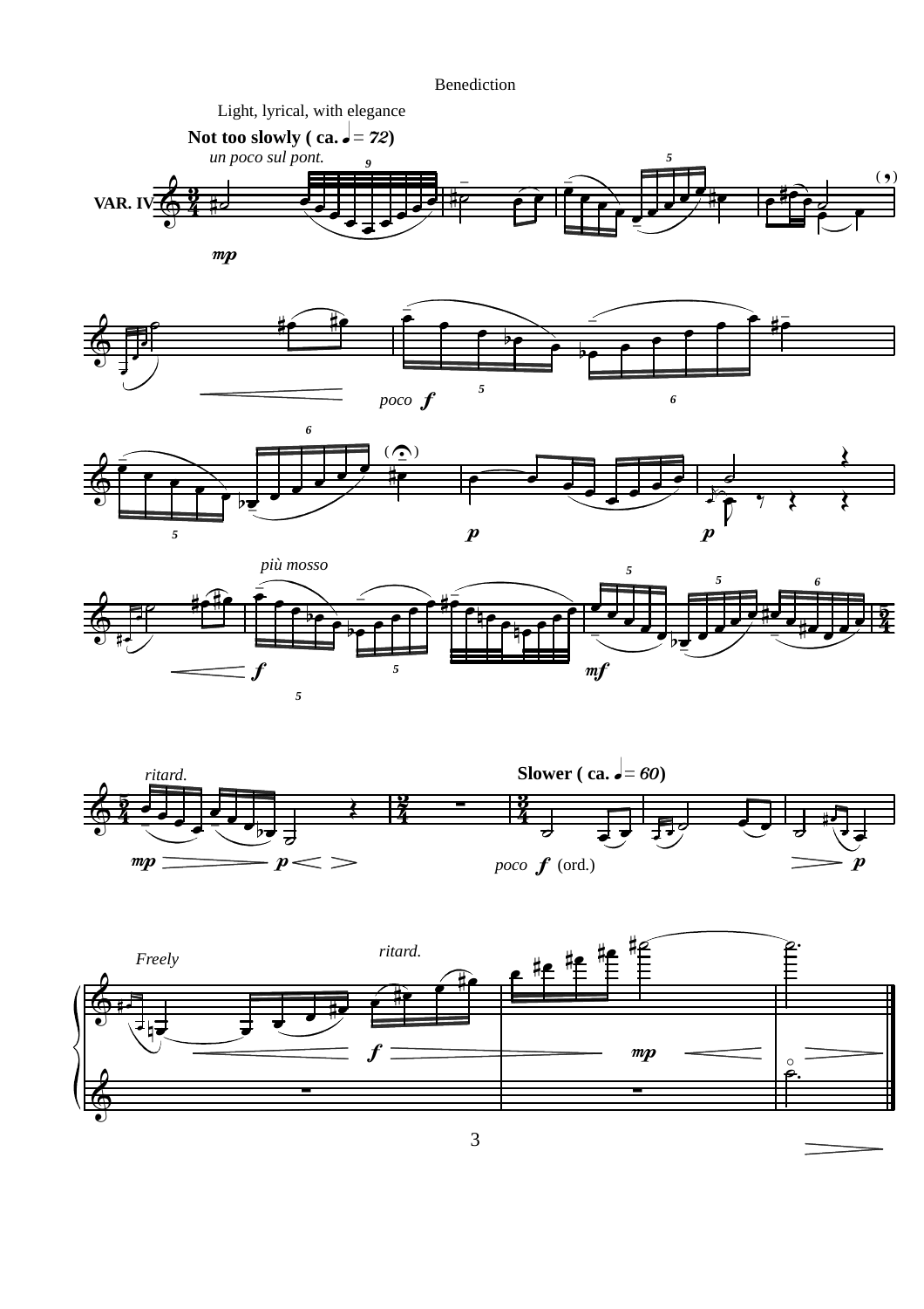Benediction

Light, lyrical, with elegance

**Not too slowly ( ca. ♩= 72)**

*un poco sul pont.*

VAR. IV

*mp*

*poco* ***f***

***p***

*più mosso*

***f***

***mf***

*ritard.*

**Slower ( ca. ♩= 60)**

*mp* ***p***

*poco* ***f*** (ord.)

***p***

*Freely*

*ritard.*

***f***

*mp*